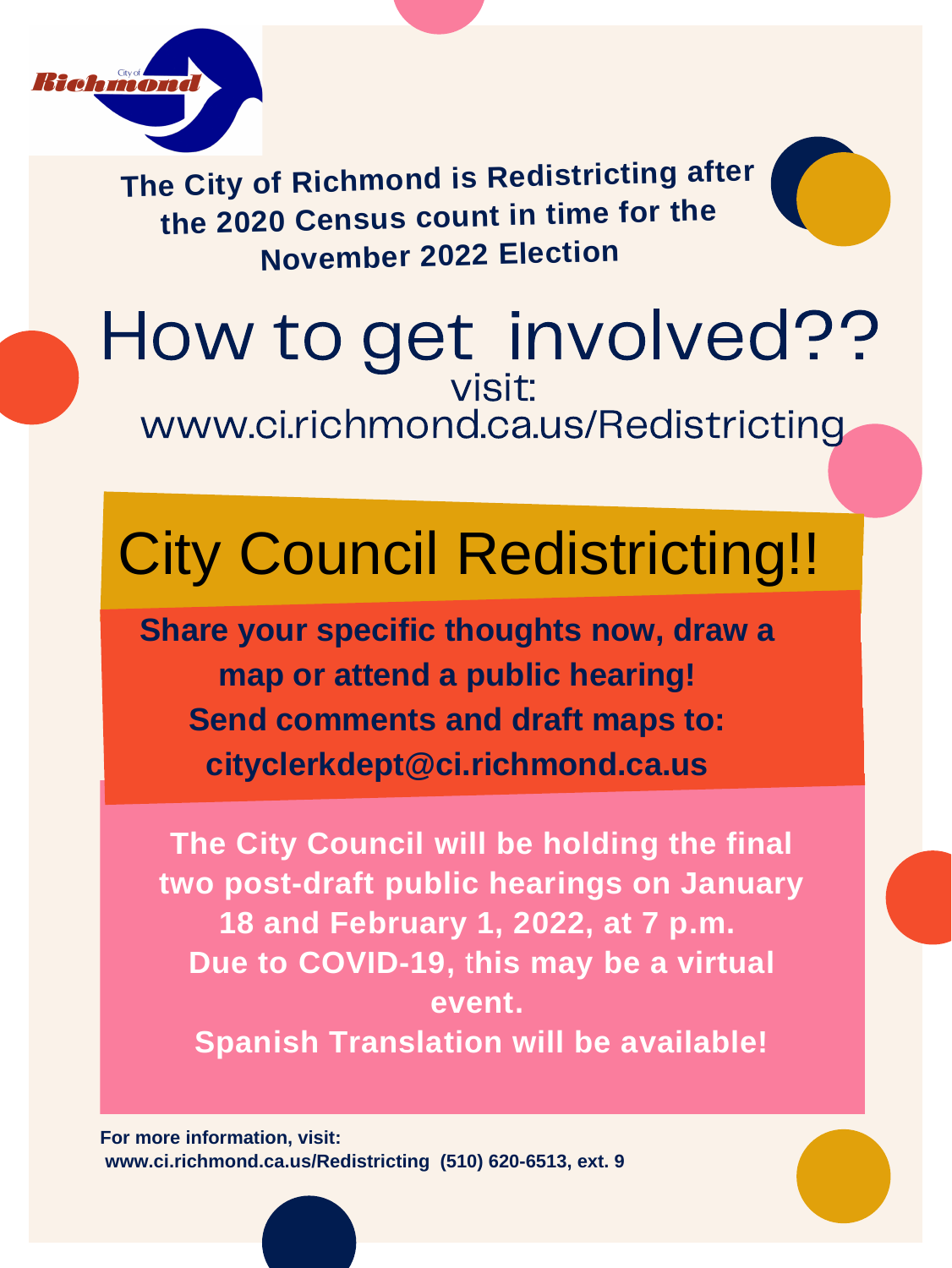City of Richmond

**The City of Richmond is Redistricting after the 2020 Census count in time for the November 2022 Election**

# How to get involved??

visit:
www.ci.richmond.ca.us/Redistricting

## City Council Redistricting!!

**Share your specific thoughts now, draw a map or attend a public hearing!**
**Send comments and draft maps to:**
**cityclerkdept@ci.richmond.ca.us**

**The City Council will be holding the final two post-draft public hearings on January 18 and February 1, 2022, at 7 p.m.**
**Due to COVID-19, this may be a virtual event.**
**Spanish Translation will be available!**

**For more information, visit:**
**www.ci.richmond.ca.us/Redistricting (510) 620-6513, ext. 9**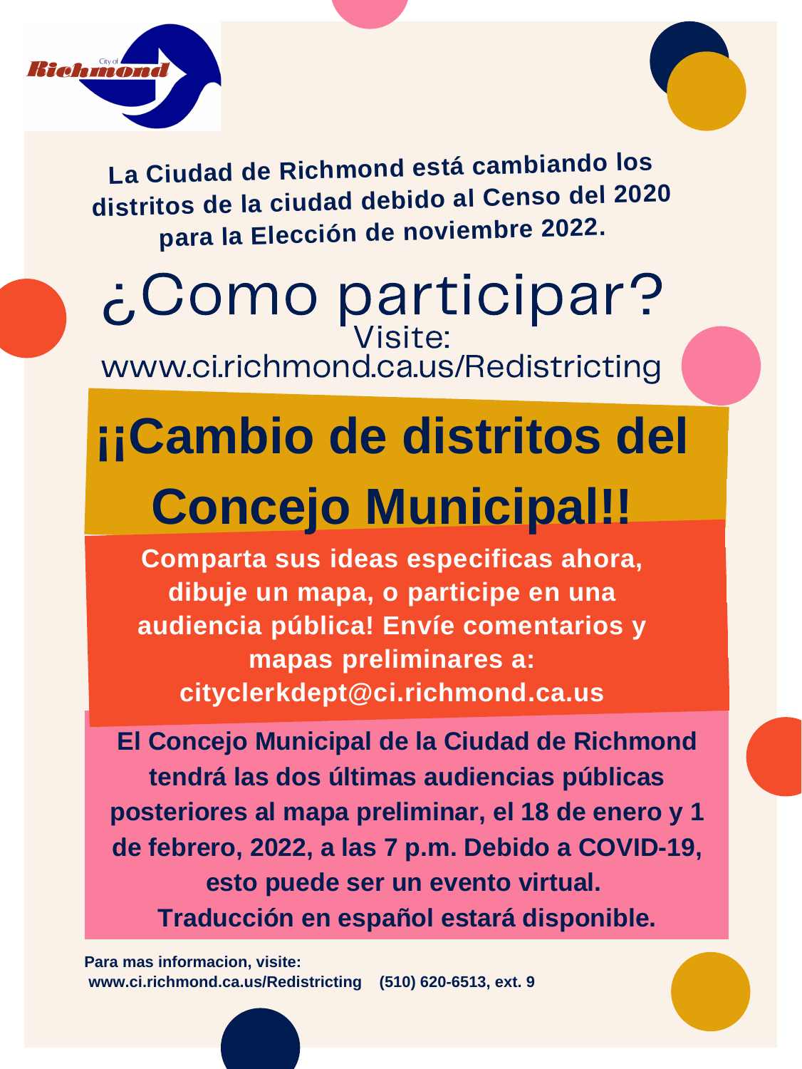City of Richmond

**La Ciudad de Richmond está cambiando los distritos de la ciudad debido al Censo del 2020 para la Elección de noviembre 2022.**

# ¿Como participar?

Visite:
www.ci.richmond.ca.us/Redistricting

# ¡¡Cambio de distritos del Concejo Municipal!!

**Comparta sus ideas especificas ahora, dibuje un mapa, o participe en una audiencia pública! Envíe comentarios y mapas preliminares a: cityclerkdept@ci.richmond.ca.us**

**El Concejo Municipal de la Ciudad de Richmond tendrá las dos últimas audiencias públicas posteriores al mapa preliminar, el 18 de enero y 1 de febrero, 2022, a las 7 p.m. Debido a COVID-19, esto puede ser un evento virtual. Traducción en español estará disponible.**

**Para mas informacion, visite:**
**www.ci.richmond.ca.us/Redistricting (510) 620-6513, ext. 9**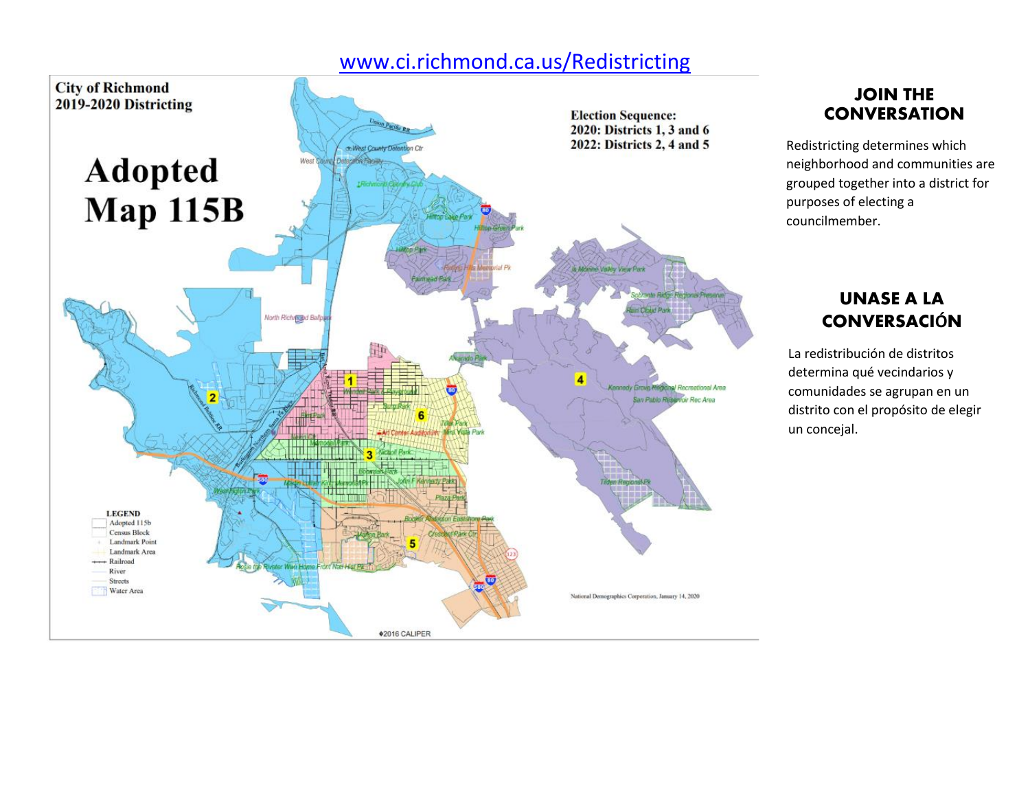www.ci.richmond.ca.us/Redistricting

City of Richmond
2019-2020 Districting

Adopted
Map 115B

Election Sequence:
2020: Districts 1, 3 and 6
2022: Districts 2, 4 and 5

LEGEND
Adopted 115b
Census Block
Landmark Point
Landmark Area
Railroad
River
Streets
Water Area

National Demographics Corporation, January 14, 2020

©2016 CALIPER

## JOIN THE CONVERSATION

Redistricting determines which neighborhood and communities are grouped together into a district for purposes of electing a councilmember.

## UNASE A LA CONVERSACIÓN

La redistribución de distritos determina qué vecindarios y comunidades se agrupan en un distrito con el propósito de elegir un concejal.